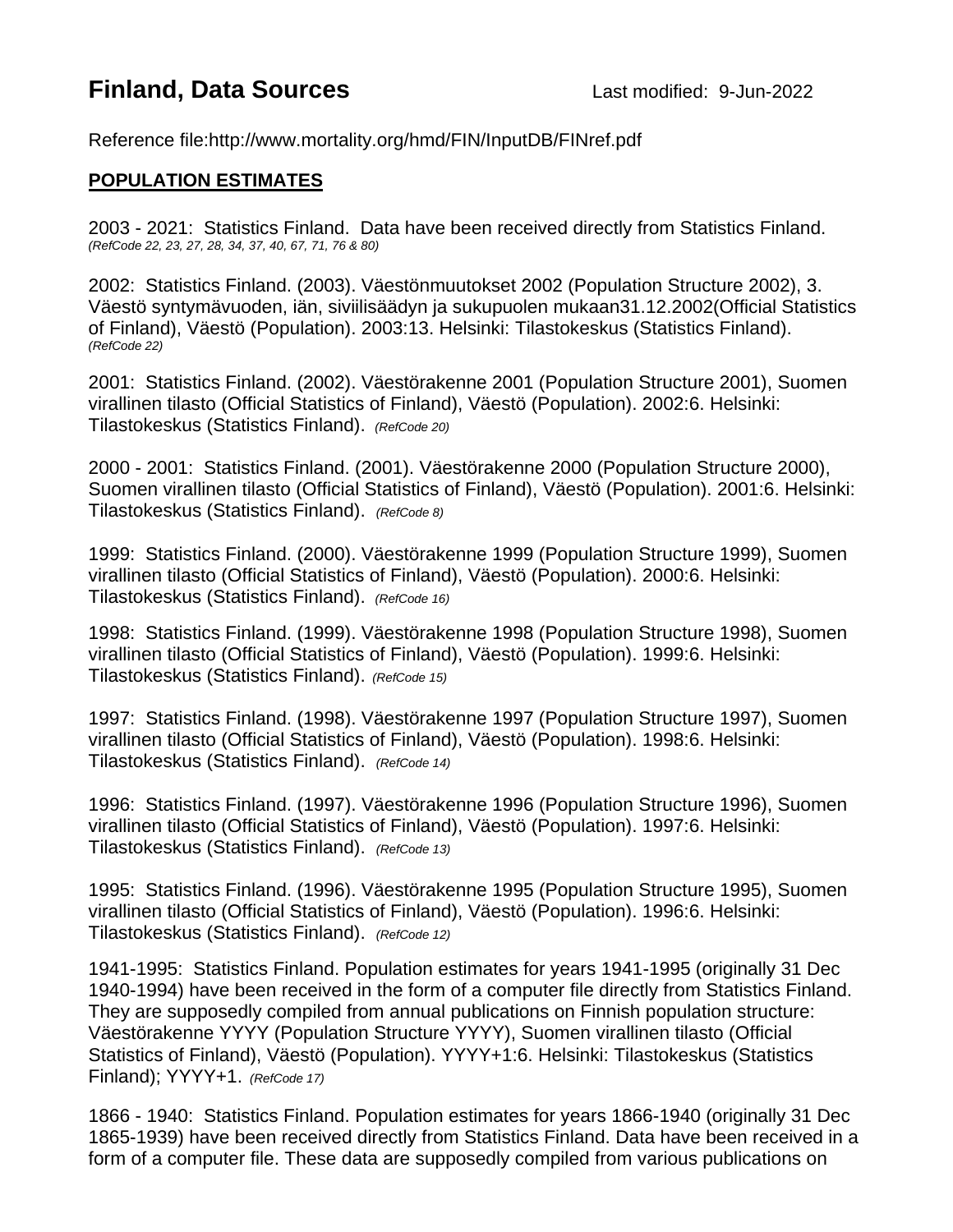# Finland, Data Sources

Last modified: 9-Jun-2022

Reference file:http://www.mortality.org/hmd/FIN/InputDB/FINref.pdf

## POPULATION ESTIMATES

2003 - 2021: Statistics Finland. Data have been received directly from Statistics Finland. *(RefCode 22, 23, 27, 28, 34, 37, 40, 67, 71, 76 & 80)*

2002: Statistics Finland. (2003). Väestönmuutokset 2002 (Population Structure 2002), 3. Väestö syntymävuoden, iän, siviilisäädyn ja sukupuolen mukaan31.12.2002(Official Statistics of Finland), Väestö (Population). 2003:13. Helsinki: Tilastokeskus (Statistics Finland). *(RefCode 22)*

2001: Statistics Finland. (2002). Väestörakenne 2001 (Population Structure 2001), Suomen virallinen tilasto (Official Statistics of Finland), Väestö (Population). 2002:6. Helsinki: Tilastokeskus (Statistics Finland). *(RefCode 20)*

2000 - 2001: Statistics Finland. (2001). Väestörakenne 2000 (Population Structure 2000), Suomen virallinen tilasto (Official Statistics of Finland), Väestö (Population). 2001:6. Helsinki: Tilastokeskus (Statistics Finland). *(RefCode 8)*

1999: Statistics Finland. (2000). Väestörakenne 1999 (Population Structure 1999), Suomen virallinen tilasto (Official Statistics of Finland), Väestö (Population). 2000:6. Helsinki: Tilastokeskus (Statistics Finland). *(RefCode 16)*

1998: Statistics Finland. (1999). Väestörakenne 1998 (Population Structure 1998), Suomen virallinen tilasto (Official Statistics of Finland), Väestö (Population). 1999:6. Helsinki: Tilastokeskus (Statistics Finland). *(RefCode 15)*

1997: Statistics Finland. (1998). Väestörakenne 1997 (Population Structure 1997), Suomen virallinen tilasto (Official Statistics of Finland), Väestö (Population). 1998:6. Helsinki: Tilastokeskus (Statistics Finland). *(RefCode 14)*

1996: Statistics Finland. (1997). Väestörakenne 1996 (Population Structure 1996), Suomen virallinen tilasto (Official Statistics of Finland), Väestö (Population). 1997:6. Helsinki: Tilastokeskus (Statistics Finland). *(RefCode 13)*

1995: Statistics Finland. (1996). Väestörakenne 1995 (Population Structure 1995), Suomen virallinen tilasto (Official Statistics of Finland), Väestö (Population). 1996:6. Helsinki: Tilastokeskus (Statistics Finland). *(RefCode 12)*

1941-1995: Statistics Finland. Population estimates for years 1941-1995 (originally 31 Dec 1940-1994) have been received in the form of a computer file directly from Statistics Finland. They are supposedly compiled from annual publications on Finnish population structure: Väestörakenne YYYY (Population Structure YYYY), Suomen virallinen tilasto (Official Statistics of Finland), Väestö (Population). YYYY+1:6. Helsinki: Tilastokeskus (Statistics Finland); YYYY+1. *(RefCode 17)*

1866 - 1940: Statistics Finland. Population estimates for years 1866-1940 (originally 31 Dec 1865-1939) have been received directly from Statistics Finland. Data have been received in a form of a computer file. These data are supposedly compiled from various publications on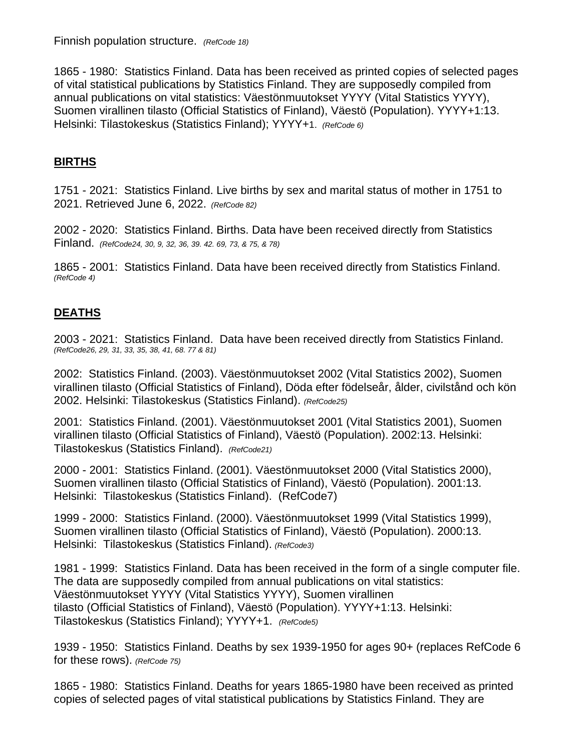Finnish population structure. *(RefCode 18)*

1865 - 1980: Statistics Finland. Data has been received as printed copies of selected pages of vital statistical publications by Statistics Finland. They are supposedly compiled from annual publications on vital statistics: Väestönmuutokset YYYY (Vital Statistics YYYY), Suomen virallinen tilasto (Official Statistics of Finland), Väestö (Population). YYYY+1:13. Helsinki: Tilastokeskus (Statistics Finland); YYYY+1. *(RefCode 6)*

## BIRTHS

1751 - 2021: Statistics Finland. Live births by sex and marital status of mother in 1751 to 2021. Retrieved June 6, 2022. *(RefCode 82)*

2002 - 2020: Statistics Finland. Births. Data have been received directly from Statistics Finland. *(RefCode24, 30, 9, 32, 36, 39. 42. 69, 73, & 75, & 78)*

1865 - 2001: Statistics Finland. Data have been received directly from Statistics Finland. *(RefCode 4)*

## DEATHS

2003 - 2021: Statistics Finland. Data have been received directly from Statistics Finland. *(RefCode26, 29, 31, 33, 35, 38, 41, 68. 77 & 81)*

2002: Statistics Finland. (2003). Väestönmuutokset 2002 (Vital Statistics 2002), Suomen virallinen tilasto (Official Statistics of Finland), Döda efter födelseår, ålder, civilstånd och kön 2002. Helsinki: Tilastokeskus (Statistics Finland). *(RefCode25)*

2001: Statistics Finland. (2001). Väestönmuutokset 2001 (Vital Statistics 2001), Suomen virallinen tilasto (Official Statistics of Finland), Väestö (Population). 2002:13. Helsinki: Tilastokeskus (Statistics Finland). *(RefCode21)*

2000 - 2001: Statistics Finland. (2001). Väestönmuutokset 2000 (Vital Statistics 2000), Suomen virallinen tilasto (Official Statistics of Finland), Väestö (Population). 2001:13. Helsinki: Tilastokeskus (Statistics Finland). (RefCode7)

1999 - 2000: Statistics Finland. (2000). Väestönmuutokset 1999 (Vital Statistics 1999), Suomen virallinen tilasto (Official Statistics of Finland), Väestö (Population). 2000:13. Helsinki: Tilastokeskus (Statistics Finland). *(RefCode3)*

1981 - 1999: Statistics Finland. Data has been received in the form of a single computer file. The data are supposedly compiled from annual publications on vital statistics: Väestönmuutokset YYYY (Vital Statistics YYYY), Suomen virallinen tilasto (Official Statistics of Finland), Väestö (Population). YYYY+1:13. Helsinki: Tilastokeskus (Statistics Finland); YYYY+1. *(RefCode5)*

1939 - 1950: Statistics Finland. Deaths by sex 1939-1950 for ages 90+ (replaces RefCode 6 for these rows). *(RefCode 75)*

1865 - 1980: Statistics Finland. Deaths for years 1865-1980 have been received as printed copies of selected pages of vital statistical publications by Statistics Finland. They are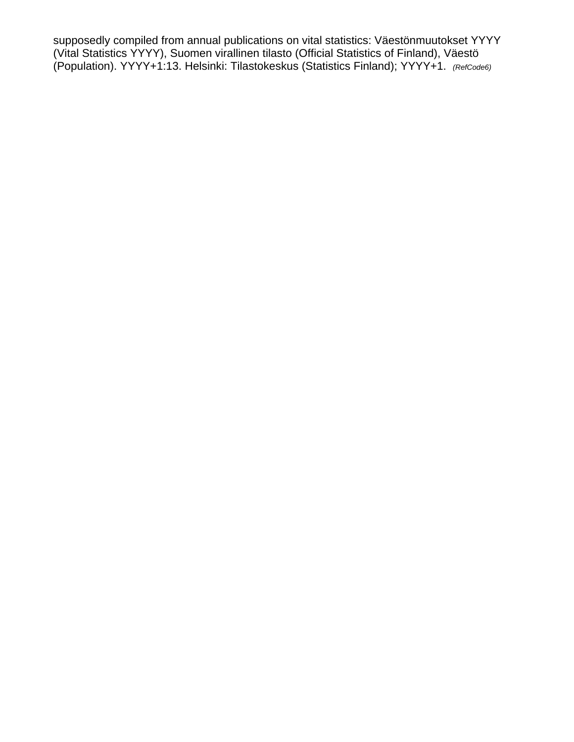supposedly compiled from annual publications on vital statistics: Väestönmuutokset YYYY (Vital Statistics YYYY), Suomen virallinen tilasto (Official Statistics of Finland), Väestö (Population). YYYY+1:13. Helsinki: Tilastokeskus (Statistics Finland); YYYY+1. *(RefCode6)*